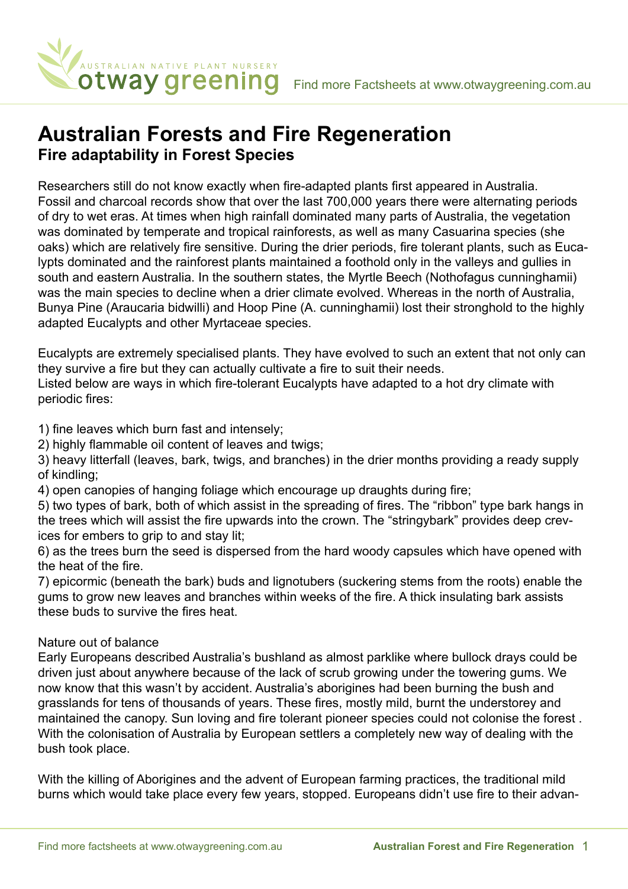# Australian Forests and Fire Regeneration

## Fire adaptability in Forest Species

Researchers still do not know exactly when fire-adapted plants first appeared in Australia. Fossil and charcoal records show that over the last 700,000 years there were alternating periods of dry to wet eras. At times when high rainfall dominated many parts of Australia, the vegetation was dominated by temperate and tropical rainforests, as well as many Casuarina species (she oaks) which are relatively fire sensitive. During the drier periods, fire tolerant plants, such as Eucalypts dominated and the rainforest plants maintained a foothold only in the valleys and gullies in south and eastern Australia. In the southern states, the Myrtle Beech (Nothofagus cunninghamii) was the main species to decline when a drier climate evolved. Whereas in the north of Australia, Bunya Pine (Araucaria bidwilli) and Hoop Pine (A. cunninghamii) lost their stronghold to the highly adapted Eucalypts and other Myrtaceae species.

Eucalypts are extremely specialised plants. They have evolved to such an extent that not only can they survive a fire but they can actually cultivate a fire to suit their needs.
Listed below are ways in which fire-tolerant Eucalypts have adapted to a hot dry climate with periodic fires:

1) fine leaves which burn fast and intensely;
2) highly flammable oil content of leaves and twigs;
3) heavy litterfall (leaves, bark, twigs, and branches) in the drier months providing a ready supply of kindling;
4) open canopies of hanging foliage which encourage up draughts during fire;
5) two types of bark, both of which assist in the spreading of fires. The "ribbon" type bark hangs in the trees which will assist the fire upwards into the crown. The "stringybark" provides deep crevices for embers to grip to and stay lit;
6) as the trees burn the seed is dispersed from the hard woody capsules which have opened with the heat of the fire.
7) epicormic (beneath the bark) buds and lignotubers (suckering stems from the roots) enable the gums to grow new leaves and branches within weeks of the fire. A thick insulating bark assists these buds to survive the fires heat.

Nature out of balance

Early Europeans described Australia's bushland as almost parklike where bullock drays could be driven just about anywhere because of the lack of scrub growing under the towering gums. We now know that this wasn't by accident. Australia's aborigines had been burning the bush and grasslands for tens of thousands of years. These fires, mostly mild, burnt the understorey and maintained the canopy. Sun loving and fire tolerant pioneer species could not colonise the forest . With the colonisation of Australia by European settlers a completely new way of dealing with the bush took place.

With the killing of Aborigines and the advent of European farming practices, the traditional mild burns which would take place every few years, stopped. Europeans didn't use fire to their advan-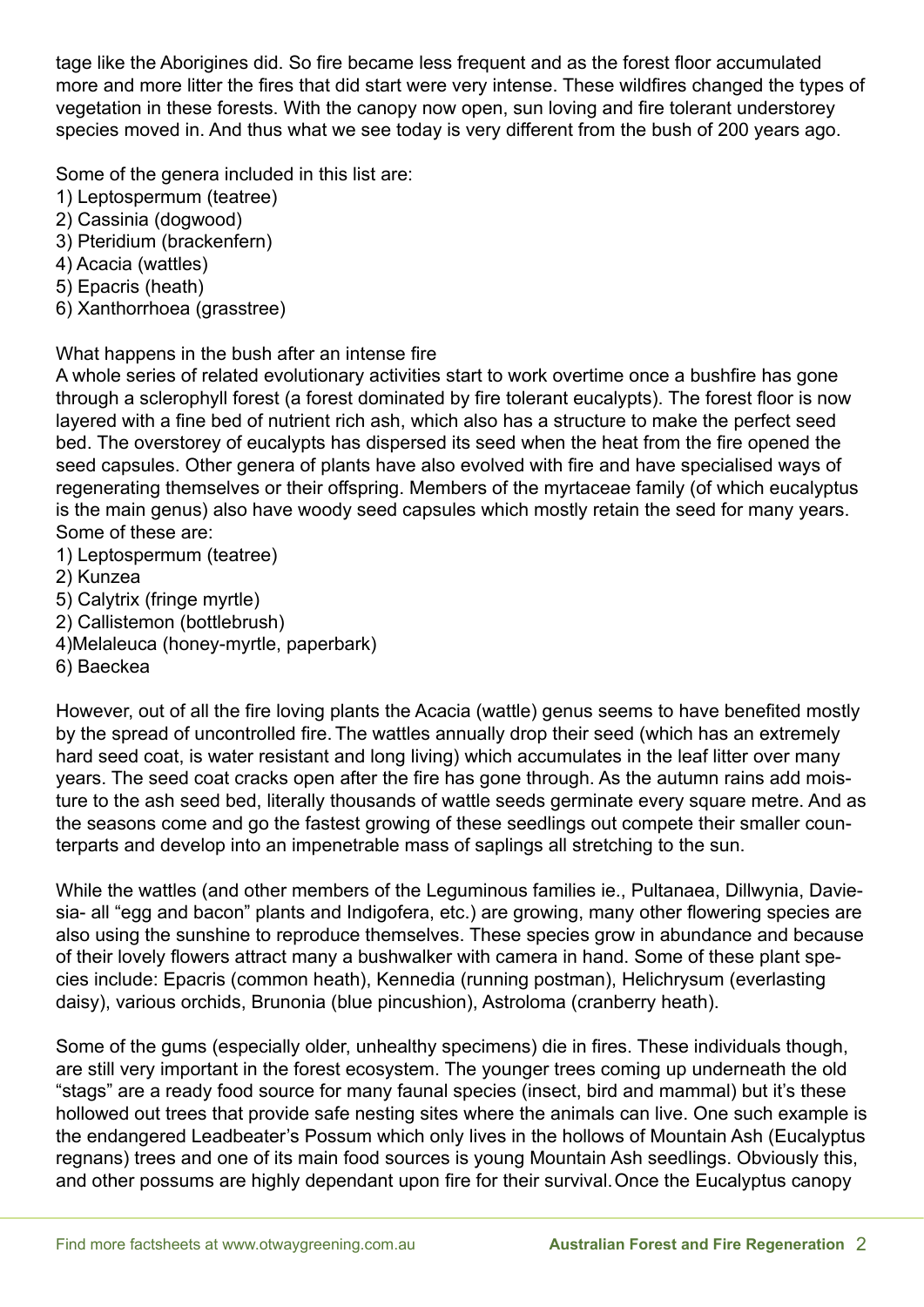tage like the Aborigines did. So fire became less frequent and as the forest floor accumulated more and more litter the fires that did start were very intense. These wildfires changed the types of vegetation in these forests. With the canopy now open, sun loving and fire tolerant understorey species moved in. And thus what we see today is very different from the bush of 200 years ago.

Some of the genera included in this list are:

1) Leptospermum (teatree)
2) Cassinia (dogwood)
3) Pteridium (brackenfern)
4) Acacia (wattles)
5) Epacris (heath)
6) Xanthorrhoea (grasstree)

What happens in the bush after an intense fire

A whole series of related evolutionary activities start to work overtime once a bushfire has gone through a sclerophyll forest (a forest dominated by fire tolerant eucalypts). The forest floor is now layered with a fine bed of nutrient rich ash, which also has a structure to make the perfect seed bed. The overstorey of eucalypts has dispersed its seed when the heat from the fire opened the seed capsules. Other genera of plants have also evolved with fire and have specialised ways of regenerating themselves or their offspring. Members of the myrtaceae family (of which eucalyptus is the main genus) also have woody seed capsules which mostly retain the seed for many years. Some of these are:

1) Leptospermum (teatree)
2) Kunzea
5) Calytrix (fringe myrtle)
2) Callistemon (bottlebrush)
4)Melaleuca (honey-myrtle, paperbark)
6) Baeckea

However, out of all the fire loving plants the Acacia (wattle) genus seems to have benefited mostly by the spread of uncontrolled fire. The wattles annually drop their seed (which has an extremely hard seed coat, is water resistant and long living) which accumulates in the leaf litter over many years. The seed coat cracks open after the fire has gone through. As the autumn rains add moisture to the ash seed bed, literally thousands of wattle seeds germinate every square metre. And as the seasons come and go the fastest growing of these seedlings out compete their smaller counterparts and develop into an impenetrable mass of saplings all stretching to the sun.

While the wattles (and other members of the Leguminous families ie., Pultanaea, Dillwynia, Daviesia- all "egg and bacon" plants and Indigofera, etc.) are growing, many other flowering species are also using the sunshine to reproduce themselves. These species grow in abundance and because of their lovely flowers attract many a bushwalker with camera in hand. Some of these plant species include: Epacris (common heath), Kennedia (running postman), Helichrysum (everlasting daisy), various orchids, Brunonia (blue pincushion), Astroloma (cranberry heath).

Some of the gums (especially older, unhealthy specimens) die in fires. These individuals though, are still very important in the forest ecosystem. The younger trees coming up underneath the old "stags" are a ready food source for many faunal species (insect, bird and mammal) but it's these hollowed out trees that provide safe nesting sites where the animals can live. One such example is the endangered Leadbeater's Possum which only lives in the hollows of Mountain Ash (Eucalyptus regnans) trees and one of its main food sources is young Mountain Ash seedlings. Obviously this, and other possums are highly dependant upon fire for their survival. Once the Eucalyptus canopy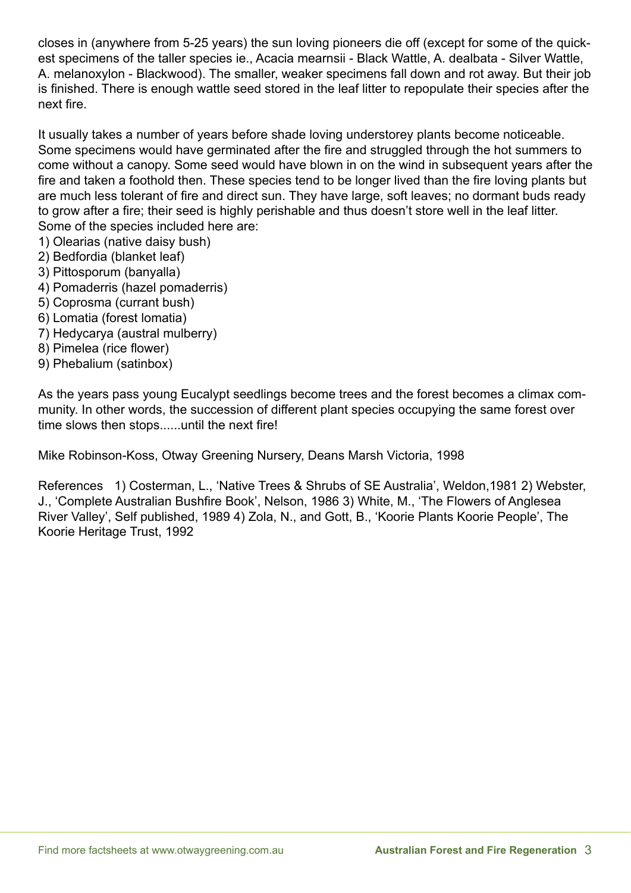closes in (anywhere from 5-25 years) the sun loving pioneers die off (except for some of the quickest specimens of the taller species ie., Acacia mearnsii - Black Wattle, A. dealbata - Silver Wattle, A. melanoxylon - Blackwood). The smaller, weaker specimens fall down and rot away. But their job is finished. There is enough wattle seed stored in the leaf litter to repopulate their species after the next fire.

It usually takes a number of years before shade loving understorey plants become noticeable. Some specimens would have germinated after the fire and struggled through the hot summers to come without a canopy. Some seed would have blown in on the wind in subsequent years after the fire and taken a foothold then. These species tend to be longer lived than the fire loving plants but are much less tolerant of fire and direct sun. They have large, soft leaves; no dormant buds ready to grow after a fire; their seed is highly perishable and thus doesn't store well in the leaf litter. Some of the species included here are:

1) Olearias (native daisy bush)
2) Bedfordia (blanket leaf)
3) Pittosporum (banyalla)
4) Pomaderris (hazel pomaderris)
5) Coprosma (currant bush)
6) Lomatia (forest lomatia)
7) Hedycarya (austral mulberry)
8) Pimelea (rice flower)
9) Phebalium (satinbox)

As the years pass young Eucalypt seedlings become trees and the forest becomes a climax community. In other words, the succession of different plant species occupying the same forest over time slows then stops......until the next fire!

Mike Robinson-Koss, Otway Greening Nursery, Deans Marsh Victoria, 1998

References 1) Costerman, L., 'Native Trees & Shrubs of SE Australia', Weldon,1981 2) Webster, J., 'Complete Australian Bushfire Book', Nelson, 1986 3) White, M., 'The Flowers of Anglesea River Valley', Self published, 1989 4) Zola, N., and Gott, B., 'Koorie Plants Koorie People', The Koorie Heritage Trust, 1992